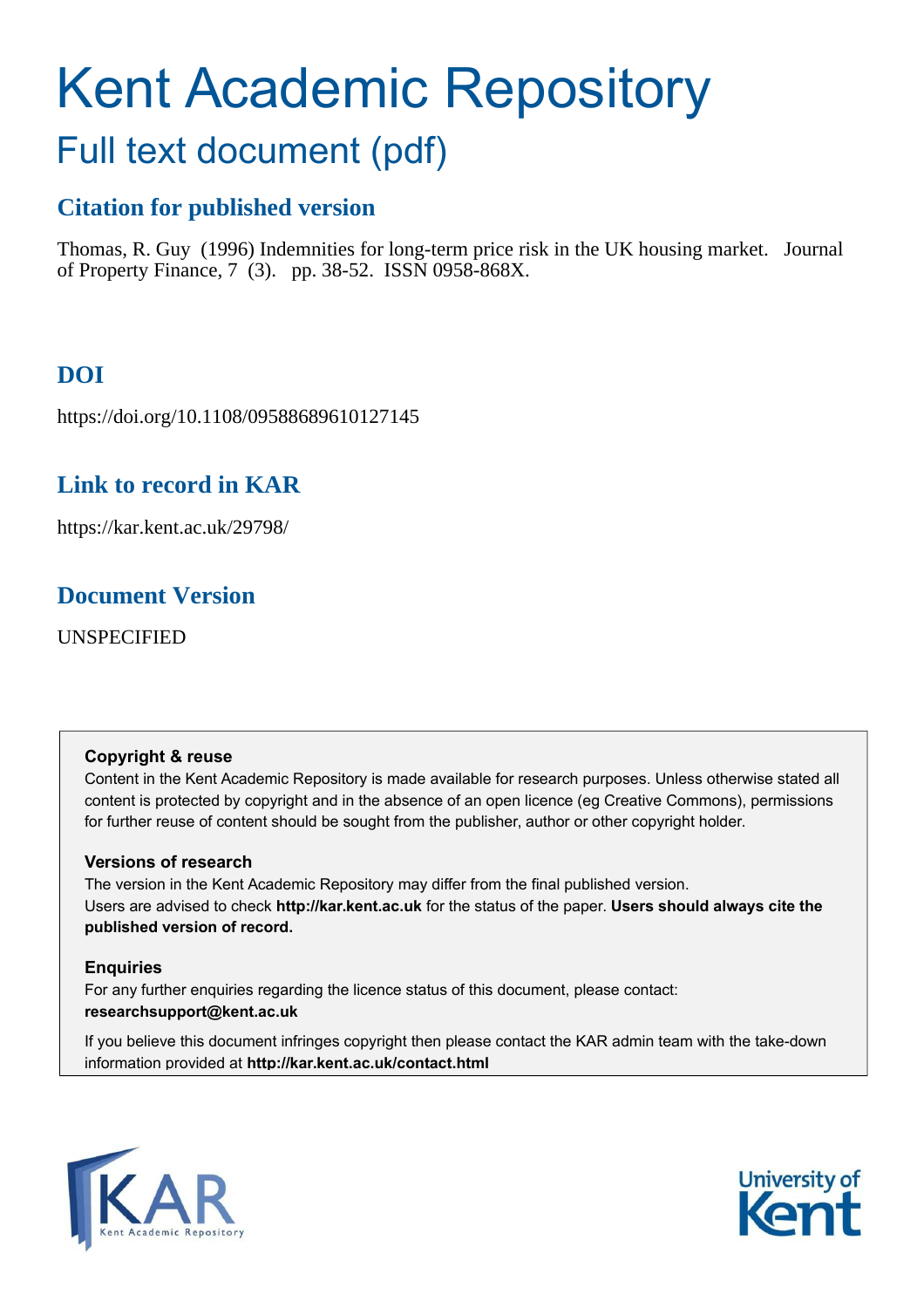# Kent Academic Repository

## Full text document (pdf)

### Citation for published version

Thomas, R. Guy (1996) Indemnities for long-term price risk in the UK housing market. Journal of Property Finance, 7 (3). pp. 38-52. ISSN 0958-868X.

### DOI

https://doi.org/10.1108/09588689610127145

### Link to record in KAR

https://kar.kent.ac.uk/29798/

### Document Version

UNSPECIFIED

**Copyright & reuse**

Content in the Kent Academic Repository is made available for research purposes. Unless otherwise stated all content is protected by copyright and in the absence of an open licence (eg Creative Commons), permissions for further reuse of content should be sought from the publisher, author or other copyright holder.

**Versions of research**

The version in the Kent Academic Repository may differ from the final published version. Users are advised to check **http://kar.kent.ac.uk** for the status of the paper. **Users should always cite the published version of record.**

**Enquiries**

For any further enquiries regarding the licence status of this document, please contact: **researchsupport@kent.ac.uk**

If you believe this document infringes copyright then please contact the KAR admin team with the take-down information provided at **http://kar.kent.ac.uk/contact.html**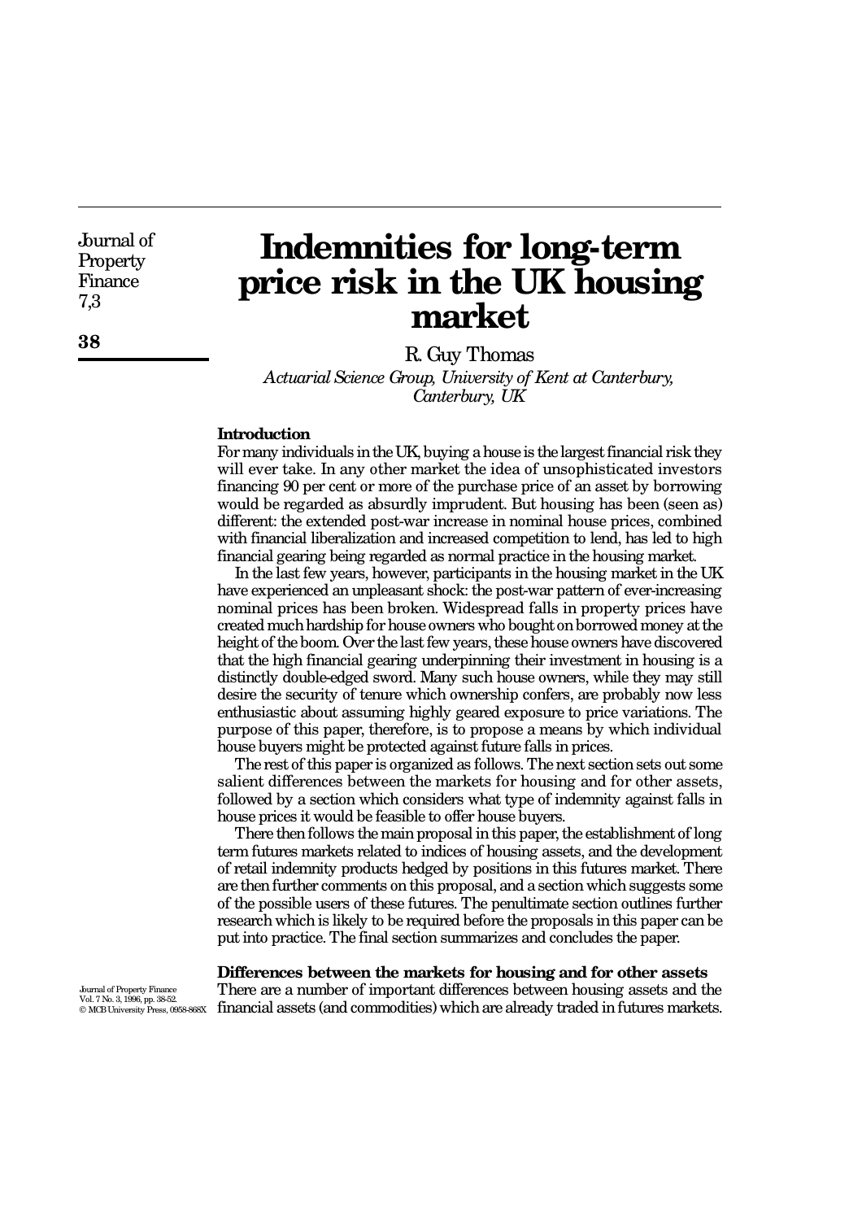# Indemnities for long-term price risk in the UK housing market

R. Guy Thomas

*Actuarial Science Group, University of Kent at Canterbury, Canterbury, UK*

## Introduction

For many individuals in the UK, buying a house is the largest financial risk they will ever take. In any other market the idea of unsophisticated investors financing 90 per cent or more of the purchase price of an asset by borrowing would be regarded as absurdly imprudent. But housing has been (seen as) different: the extended post-war increase in nominal house prices, combined with financial liberalization and increased competition to lend, has led to high financial gearing being regarded as normal practice in the housing market.

In the last few years, however, participants in the housing market in the UK have experienced an unpleasant shock: the post-war pattern of ever-increasing nominal prices has been broken. Widespread falls in property prices have created much hardship for house owners who bought on borrowed money at the height of the boom. Over the last few years, these house owners have discovered that the high financial gearing underpinning their investment in housing is a distinctly double-edged sword. Many such house owners, while they may still desire the security of tenure which ownership confers, are probably now less enthusiastic about assuming highly geared exposure to price variations. The purpose of this paper, therefore, is to propose a means by which individual house buyers might be protected against future falls in prices.

The rest of this paper is organized as follows. The next section sets out some salient differences between the markets for housing and for other assets, followed by a section which considers what type of indemnity against falls in house prices it would be feasible to offer house buyers.

There then follows the main proposal in this paper, the establishment of long term futures markets related to indices of housing assets, and the development of retail indemnity products hedged by positions in this futures market. There are then further comments on this proposal, and a section which suggests some of the possible users of these futures. The penultimate section outlines further research which is likely to be required before the proposals in this paper can be put into practice. The final section summarizes and concludes the paper.

## Differences between the markets for housing and for other assets

There are a number of important differences between housing assets and the financial assets (and commodities) which are already traded in futures markets.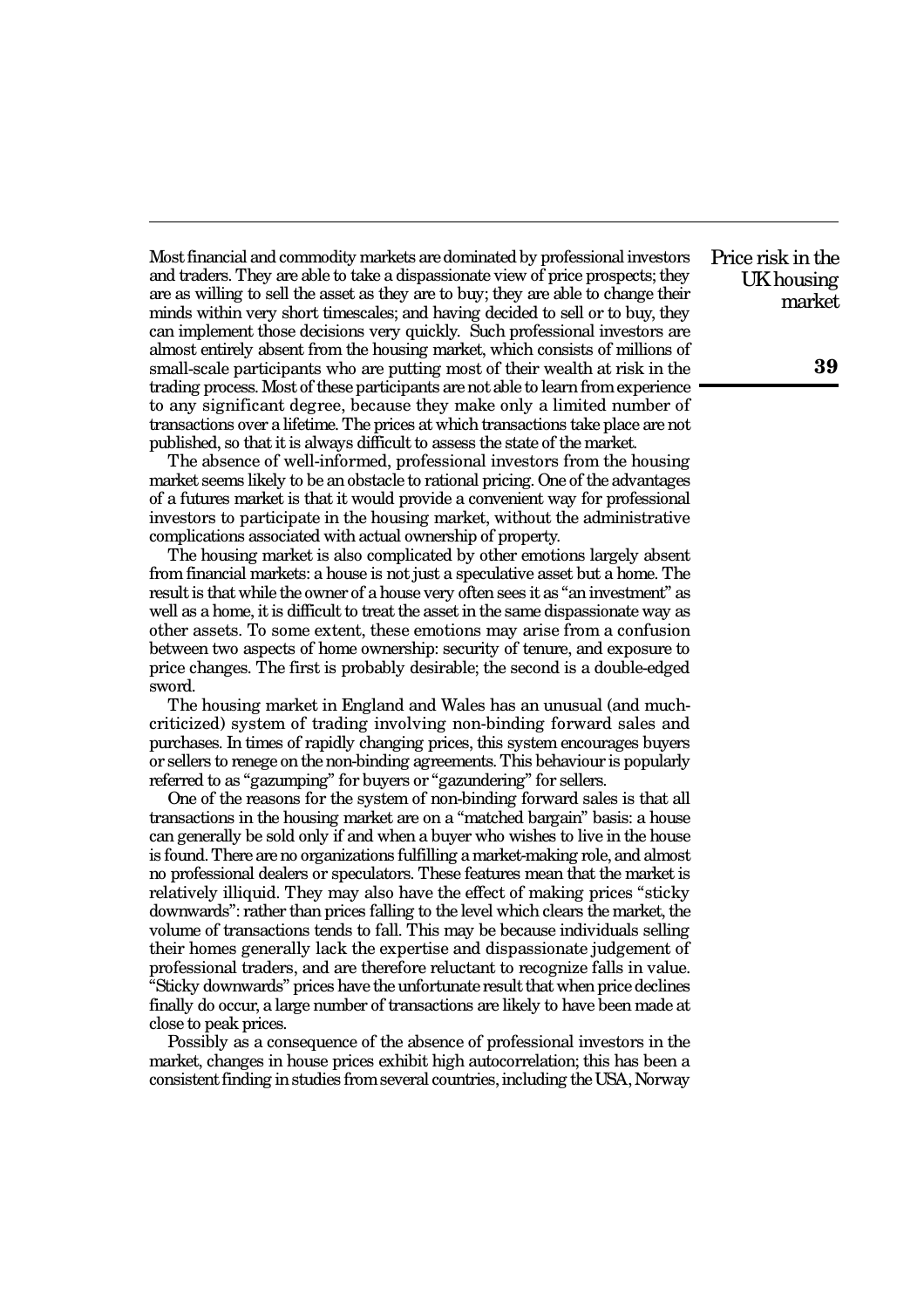Most financial and commodity markets are dominated by professional investors and traders. They are able to take a dispassionate view of price prospects; they are as willing to sell the asset as they are to buy; they are able to change their minds within very short timescales; and having decided to sell or to buy, they can implement those decisions very quickly. Such professional investors are almost entirely absent from the housing market, which consists of millions of small-scale participants who are putting most of their wealth at risk in the trading process. Most of these participants are not able to learn from experience to any significant degree, because they make only a limited number of transactions over a lifetime. The prices at which transactions take place are not published, so that it is always difficult to assess the state of the market.

The absence of well-informed, professional investors from the housing market seems likely to be an obstacle to rational pricing. One of the advantages of a futures market is that it would provide a convenient way for professional investors to participate in the housing market, without the administrative complications associated with actual ownership of property.

The housing market is also complicated by other emotions largely absent from financial markets: a house is not just a speculative asset but a home. The result is that while the owner of a house very often sees it as "an investment" as well as a home, it is difficult to treat the asset in the same dispassionate way as other assets. To some extent, these emotions may arise from a confusion between two aspects of home ownership: security of tenure, and exposure to price changes. The first is probably desirable; the second is a double-edged sword.

The housing market in England and Wales has an unusual (and much-criticized) system of trading involving non-binding forward sales and purchases. In times of rapidly changing prices, this system encourages buyers or sellers to renege on the non-binding agreements. This behaviour is popularly referred to as "gazumping" for buyers or "gazundering" for sellers.

One of the reasons for the system of non-binding forward sales is that all transactions in the housing market are on a "matched bargain" basis: a house can generally be sold only if and when a buyer who wishes to live in the house is found. There are no organizations fulfilling a market-making role, and almost no professional dealers or speculators. These features mean that the market is relatively illiquid. They may also have the effect of making prices "sticky downwards": rather than prices falling to the level which clears the market, the volume of transactions tends to fall. This may be because individuals selling their homes generally lack the expertise and dispassionate judgement of professional traders, and are therefore reluctant to recognize falls in value. "Sticky downwards" prices have the unfortunate result that when price declines finally do occur, a large number of transactions are likely to have been made at close to peak prices.

Possibly as a consequence of the absence of professional investors in the market, changes in house prices exhibit high autocorrelation; this has been a consistent finding in studies from several countries, including the USA, Norway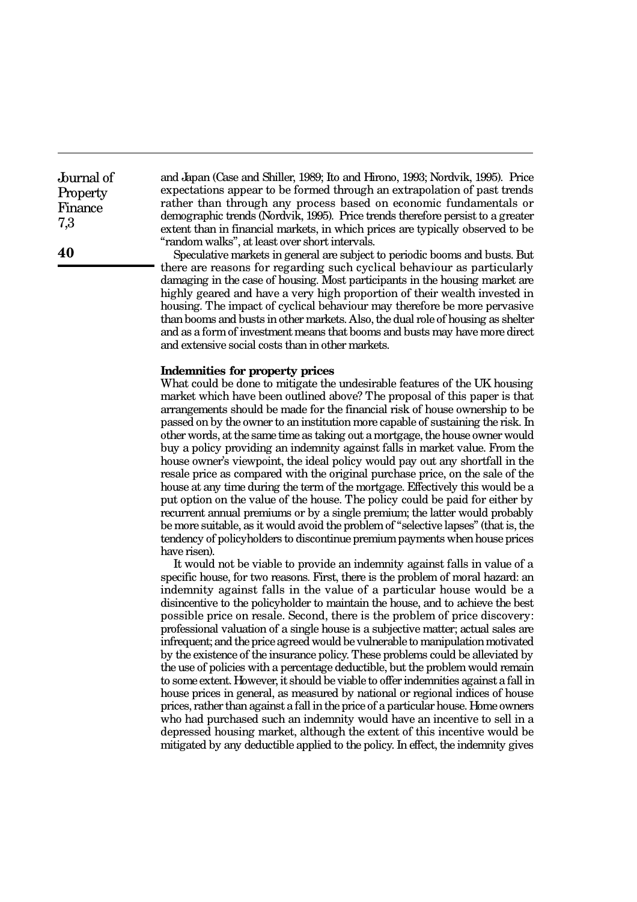and Japan (Case and Shiller, 1989; Ito and Hirono, 1993; Nordvik, 1995). Price expectations appear to be formed through an extrapolation of past trends rather than through any process based on economic fundamentals or demographic trends (Nordvik, 1995). Price trends therefore persist to a greater extent than in financial markets, in which prices are typically observed to be "random walks", at least over short intervals.

Speculative markets in general are subject to periodic booms and busts. But there are reasons for regarding such cyclical behaviour as particularly damaging in the case of housing. Most participants in the housing market are highly geared and have a very high proportion of their wealth invested in housing. The impact of cyclical behaviour may therefore be more pervasive than booms and busts in other markets. Also, the dual role of housing as shelter and as a form of investment means that booms and busts may have more direct and extensive social costs than in other markets.

**Indemnities for property prices**

What could be done to mitigate the undesirable features of the UK housing market which have been outlined above? The proposal of this paper is that arrangements should be made for the financial risk of house ownership to be passed on by the owner to an institution more capable of sustaining the risk. In other words, at the same time as taking out a mortgage, the house owner would buy a policy providing an indemnity against falls in market value. From the house owner's viewpoint, the ideal policy would pay out any shortfall in the resale price as compared with the original purchase price, on the sale of the house at any time during the term of the mortgage. Effectively this would be a put option on the value of the house. The policy could be paid for either by recurrent annual premiums or by a single premium; the latter would probably be more suitable, as it would avoid the problem of "selective lapses" (that is, the tendency of policyholders to discontinue premium payments when house prices have risen).

It would not be viable to provide an indemnity against falls in value of a specific house, for two reasons. First, there is the problem of moral hazard: an indemnity against falls in the value of a particular house would be a disincentive to the policyholder to maintain the house, and to achieve the best possible price on resale. Second, there is the problem of price discovery: professional valuation of a single house is a subjective matter; actual sales are infrequent; and the price agreed would be vulnerable to manipulation motivated by the existence of the insurance policy. These problems could be alleviated by the use of policies with a percentage deductible, but the problem would remain to some extent. However, it should be viable to offer indemnities against a fall in house prices in general, as measured by national or regional indices of house prices, rather than against a fall in the price of a particular house. Home owners who had purchased such an indemnity would have an incentive to sell in a depressed housing market, although the extent of this incentive would be mitigated by any deductible applied to the policy. In effect, the indemnity gives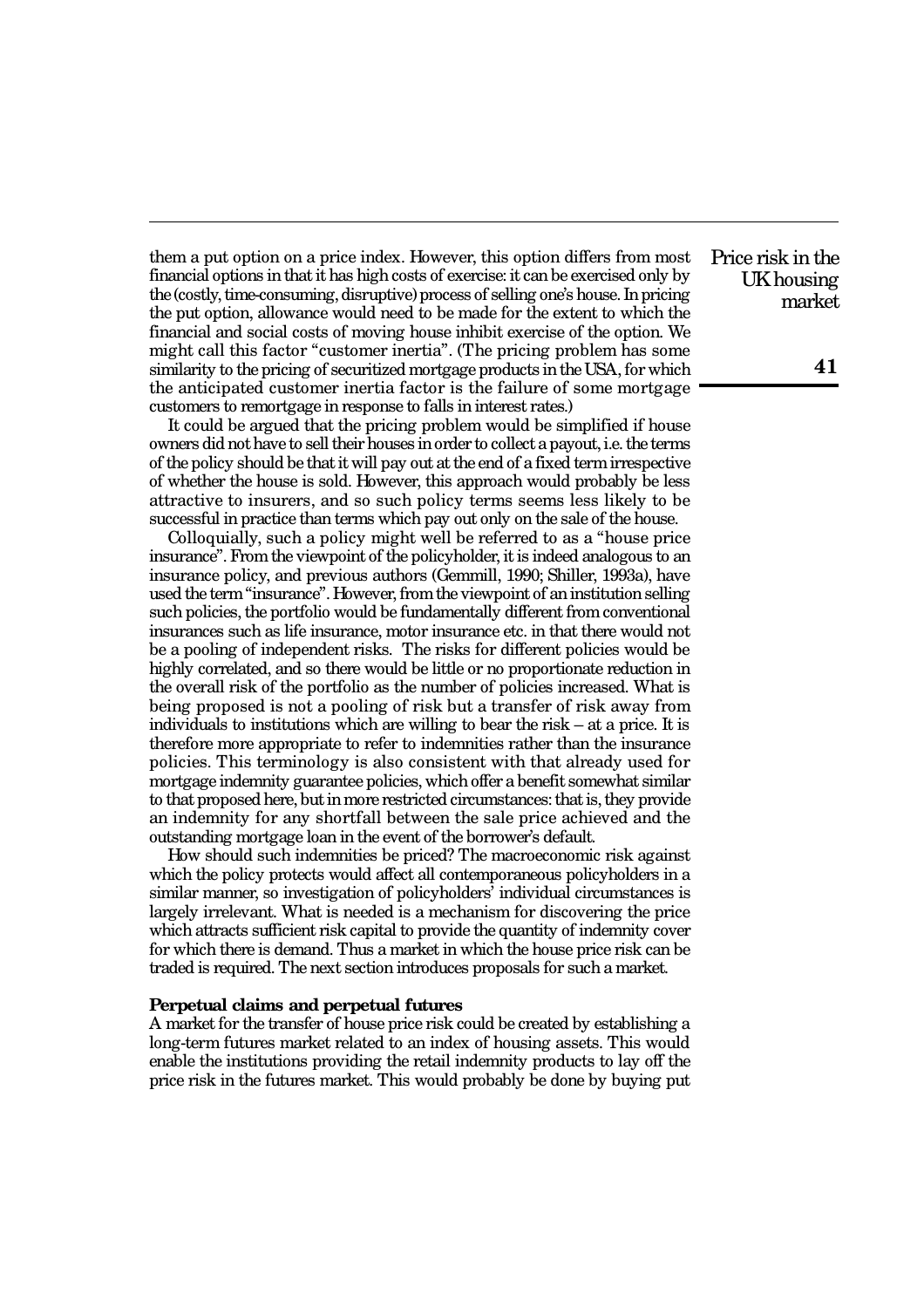them a put option on a price index. However, this option differs from most financial options in that it has high costs of exercise: it can be exercised only by the (costly, time-consuming, disruptive) process of selling one's house. In pricing the put option, allowance would need to be made for the extent to which the financial and social costs of moving house inhibit exercise of the option. We might call this factor "customer inertia". (The pricing problem has some similarity to the pricing of securitized mortgage products in the USA, for which the anticipated customer inertia factor is the failure of some mortgage customers to remortgage in response to falls in interest rates.)

It could be argued that the pricing problem would be simplified if house owners did not have to sell their houses in order to collect a payout, i.e. the terms of the policy should be that it will pay out at the end of a fixed term irrespective of whether the house is sold. However, this approach would probably be less attractive to insurers, and so such policy terms seems less likely to be successful in practice than terms which pay out only on the sale of the house.

Colloquially, such a policy might well be referred to as a "house price insurance". From the viewpoint of the policyholder, it is indeed analogous to an insurance policy, and previous authors (Gemmill, 1990; Shiller, 1993a), have used the term "insurance". However, from the viewpoint of an institution selling such policies, the portfolio would be fundamentally different from conventional insurances such as life insurance, motor insurance etc. in that there would not be a pooling of independent risks. The risks for different policies would be highly correlated, and so there would be little or no proportionate reduction in the overall risk of the portfolio as the number of policies increased. What is being proposed is not a pooling of risk but a transfer of risk away from individuals to institutions which are willing to bear the risk – at a price. It is therefore more appropriate to refer to indemnities rather than the insurance policies. This terminology is also consistent with that already used for mortgage indemnity guarantee policies, which offer a benefit somewhat similar to that proposed here, but in more restricted circumstances: that is, they provide an indemnity for any shortfall between the sale price achieved and the outstanding mortgage loan in the event of the borrower's default.

How should such indemnities be priced? The macroeconomic risk against which the policy protects would affect all contemporaneous policyholders in a similar manner, so investigation of policyholders' individual circumstances is largely irrelevant. What is needed is a mechanism for discovering the price which attracts sufficient risk capital to provide the quantity of indemnity cover for which there is demand. Thus a market in which the house price risk can be traded is required. The next section introduces proposals for such a market.

**Perpetual claims and perpetual futures**

A market for the transfer of house price risk could be created by establishing a long-term futures market related to an index of housing assets. This would enable the institutions providing the retail indemnity products to lay off the price risk in the futures market. This would probably be done by buying put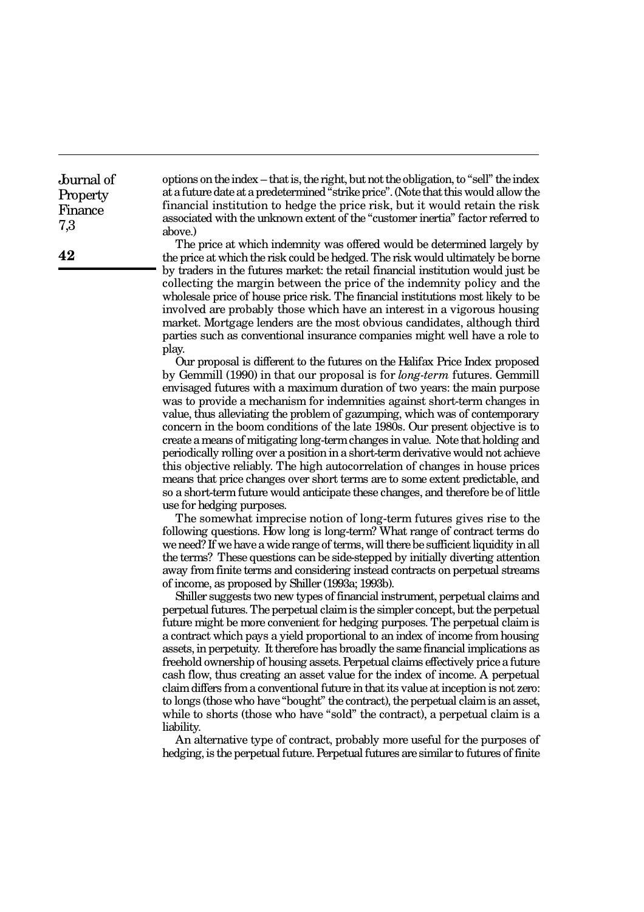options on the index – that is, the right, but not the obligation, to "sell" the index at a future date at a predetermined "strike price". (Note that this would allow the financial institution to hedge the price risk, but it would retain the risk associated with the unknown extent of the "customer inertia" factor referred to above.)

The price at which indemnity was offered would be determined largely by the price at which the risk could be hedged. The risk would ultimately be borne by traders in the futures market: the retail financial institution would just be collecting the margin between the price of the indemnity policy and the wholesale price of house price risk. The financial institutions most likely to be involved are probably those which have an interest in a vigorous housing market. Mortgage lenders are the most obvious candidates, although third parties such as conventional insurance companies might well have a role to play.

Our proposal is different to the futures on the Halifax Price Index proposed by Gemmill (1990) in that our proposal is for *long-term* futures. Gemmill envisaged futures with a maximum duration of two years: the main purpose was to provide a mechanism for indemnities against short-term changes in value, thus alleviating the problem of gazumping, which was of contemporary concern in the boom conditions of the late 1980s. Our present objective is to create a means of mitigating long-term changes in value. Note that holding and periodically rolling over a position in a short-term derivative would not achieve this objective reliably. The high autocorrelation of changes in house prices means that price changes over short terms are to some extent predictable, and so a short-term future would anticipate these changes, and therefore be of little use for hedging purposes.

The somewhat imprecise notion of long-term futures gives rise to the following questions. How long is long-term? What range of contract terms do we need? If we have a wide range of terms, will there be sufficient liquidity in all the terms? These questions can be side-stepped by initially diverting attention away from finite terms and considering instead contracts on perpetual streams of income, as proposed by Shiller (1993a; 1993b).

Shiller suggests two new types of financial instrument, perpetual claims and perpetual futures. The perpetual claim is the simpler concept, but the perpetual future might be more convenient for hedging purposes. The perpetual claim is a contract which pays a yield proportional to an index of income from housing assets, in perpetuity. It therefore has broadly the same financial implications as freehold ownership of housing assets. Perpetual claims effectively price a future cash flow, thus creating an asset value for the index of income. A perpetual claim differs from a conventional future in that its value at inception is not zero: to longs (those who have "bought" the contract), the perpetual claim is an asset, while to shorts (those who have "sold" the contract), a perpetual claim is a liability.

An alternative type of contract, probably more useful for the purposes of hedging, is the perpetual future. Perpetual futures are similar to futures of finite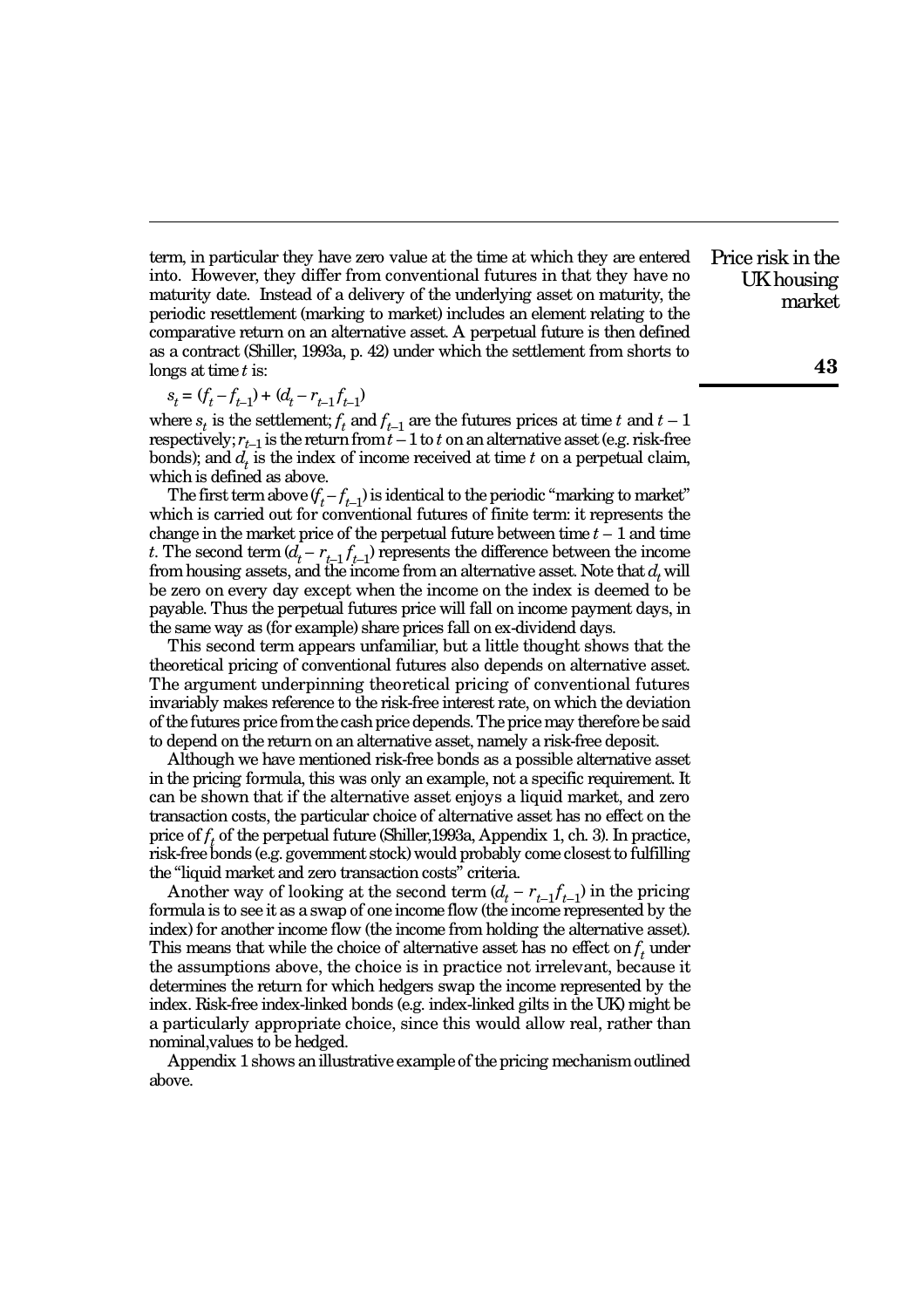term, in particular they have zero value at the time at which they are entered into. However, they differ from conventional futures in that they have no maturity date. Instead of a delivery of the underlying asset on maturity, the periodic resettlement (marking to market) includes an element relating to the comparative return on an alternative asset. A perpetual future is then defined as a contract (Shiller, 1993a, p. 42) under which the settlement from shorts to longs at time $t$ is:

$$s_t = (f_t - f_{t-1}) + (d_t - r_{t-1} f_{t-1})$$

where $s_t$ is the settlement; $f_t$ and $f_{t-1}$ are the futures prices at time $t$ and $t-1$ respectively; $r_{t-1}$ is the return from $t-1$ to $t$ on an alternative asset (e.g. risk-free bonds); and $d_t$ is the index of income received at time $t$ on a perpetual claim, which is defined as above.

The first term above $(f_t - f_{t-1})$ is identical to the periodic "marking to market" which is carried out for conventional futures of finite term: it represents the change in the market price of the perpetual future between time $t-1$ and time $t$. The second term $(d_t - r_{t-1} f_{t-1})$ represents the difference between the income from housing assets, and the income from an alternative asset. Note that $d_t$ will be zero on every day except when the income on the index is deemed to be payable. Thus the perpetual futures price will fall on income payment days, in the same way as (for example) share prices fall on ex-dividend days.

This second term appears unfamiliar, but a little thought shows that the theoretical pricing of conventional futures also depends on alternative asset. The argument underpinning theoretical pricing of conventional futures invariably makes reference to the risk-free interest rate, on which the deviation of the futures price from the cash price depends. The price may therefore be said to depend on the return on an alternative asset, namely a risk-free deposit.

Although we have mentioned risk-free bonds as a possible alternative asset in the pricing formula, this was only an example, not a specific requirement. It can be shown that if the alternative asset enjoys a liquid market, and zero transaction costs, the particular choice of alternative asset has no effect on the price of $f_t$ of the perpetual future (Shiller,1993a, Appendix 1, ch. 3). In practice, risk-free bonds (e.g. government stock) would probably come closest to fulfilling the "liquid market and zero transaction costs" criteria.

Another way of looking at the second term $(d_t - r_{t-1} f_{t-1})$ in the pricing formula is to see it as a swap of one income flow (the income represented by the index) for another income flow (the income from holding the alternative asset). This means that while the choice of alternative asset has no effect on $f_t$ under the assumptions above, the choice is in practice not irrelevant, because it determines the return for which hedgers swap the income represented by the index. Risk-free index-linked bonds (e.g. index-linked gilts in the UK) might be a particularly appropriate choice, since this would allow real, rather than nominal,values to be hedged.

Appendix 1 shows an illustrative example of the pricing mechanism outlined above.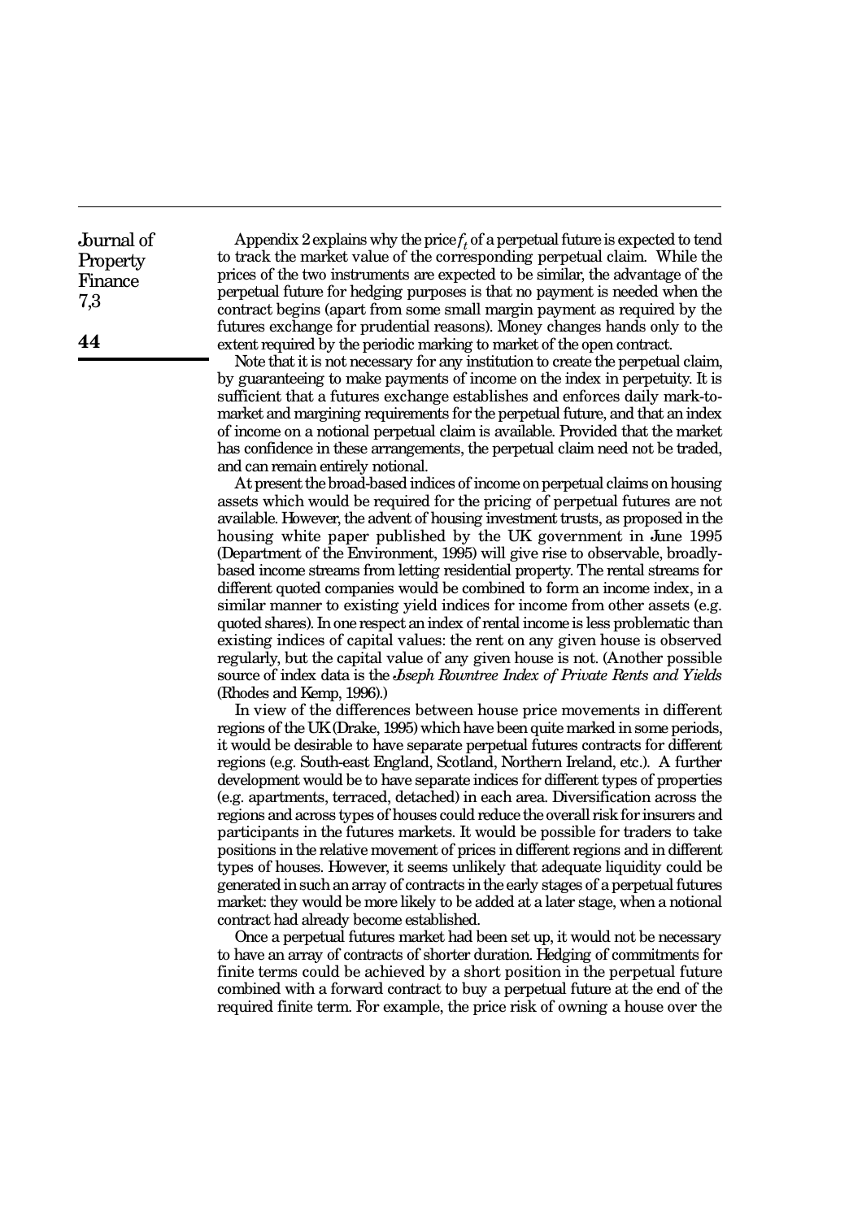Appendix 2 explains why the price $f_t$ of a perpetual future is expected to tend to track the market value of the corresponding perpetual claim. While the prices of the two instruments are expected to be similar, the advantage of the perpetual future for hedging purposes is that no payment is needed when the contract begins (apart from some small margin payment as required by the futures exchange for prudential reasons). Money changes hands only to the extent required by the periodic marking to market of the open contract.

Note that it is not necessary for any institution to create the perpetual claim, by guaranteeing to make payments of income on the index in perpetuity. It is sufficient that a futures exchange establishes and enforces daily mark-to-market and margining requirements for the perpetual future, and that an index of income on a notional perpetual claim is available. Provided that the market has confidence in these arrangements, the perpetual claim need not be traded, and can remain entirely notional.

At present the broad-based indices of income on perpetual claims on housing assets which would be required for the pricing of perpetual futures are not available. However, the advent of housing investment trusts, as proposed in the housing white paper published by the UK government in June 1995 (Department of the Environment, 1995) will give rise to observable, broadly-based income streams from letting residential property. The rental streams for different quoted companies would be combined to form an income index, in a similar manner to existing yield indices for income from other assets (e.g. quoted shares). In one respect an index of rental income is less problematic than existing indices of capital values: the rent on any given house is observed regularly, but the capital value of any given house is not. (Another possible source of index data is the *Joseph Rowntree Index of Private Rents and Yields* (Rhodes and Kemp, 1996).)

In view of the differences between house price movements in different regions of the UK (Drake, 1995) which have been quite marked in some periods, it would be desirable to have separate perpetual futures contracts for different regions (e.g. South-east England, Scotland, Northern Ireland, etc.). A further development would be to have separate indices for different types of properties (e.g. apartments, terraced, detached) in each area. Diversification across the regions and across types of houses could reduce the overall risk for insurers and participants in the futures markets. It would be possible for traders to take positions in the relative movement of prices in different regions and in different types of houses. However, it seems unlikely that adequate liquidity could be generated in such an array of contracts in the early stages of a perpetual futures market: they would be more likely to be added at a later stage, when a notional contract had already become established.

Once a perpetual futures market had been set up, it would not be necessary to have an array of contracts of shorter duration. Hedging of commitments for finite terms could be achieved by a short position in the perpetual future combined with a forward contract to buy a perpetual future at the end of the required finite term. For example, the price risk of owning a house over the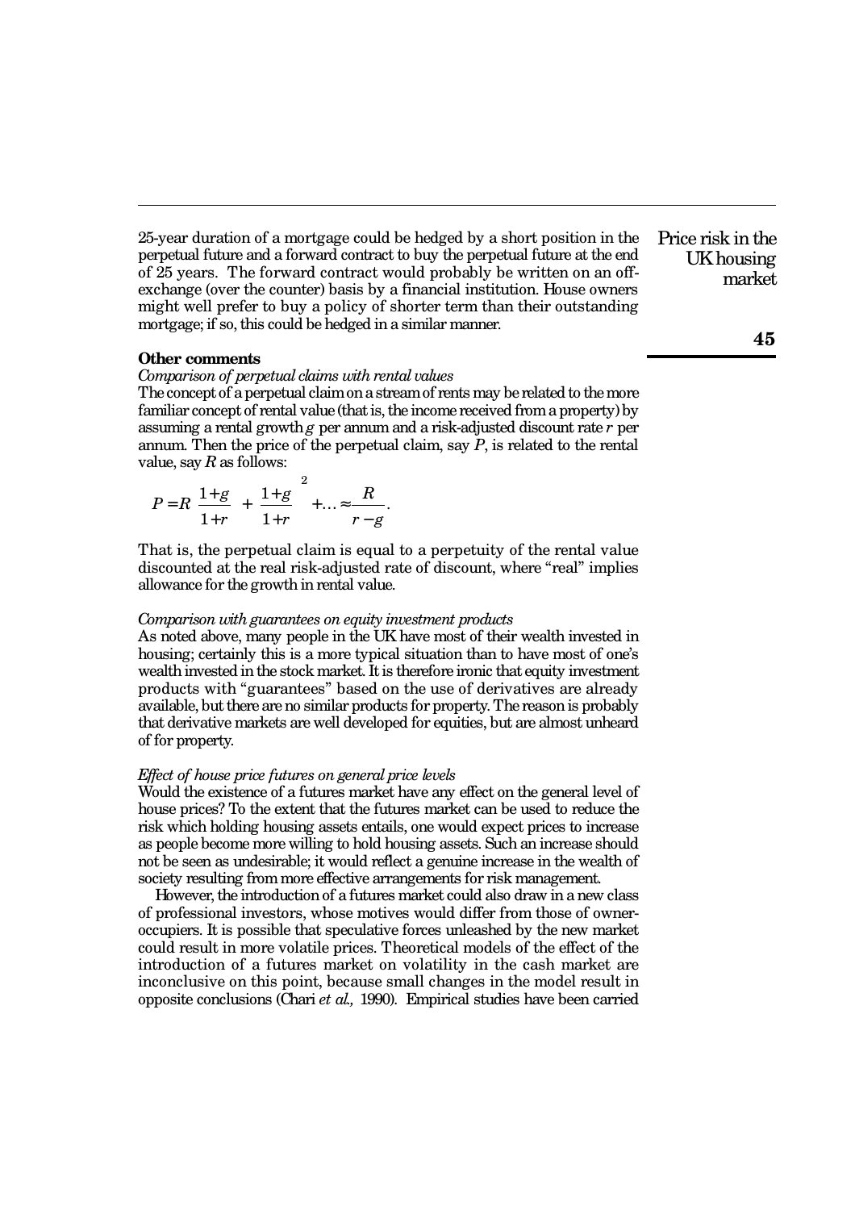25-year duration of a mortgage could be hedged by a short position in the perpetual future and a forward contract to buy the perpetual future at the end of 25 years. The forward contract would probably be written on an off-exchange (over the counter) basis by a financial institution. House owners might well prefer to buy a policy of shorter term than their outstanding mortgage; if so, this could be hedged in a similar manner.

### Other comments

*Comparison of perpetual claims with rental values*

The concept of a perpetual claim on a stream of rents may be related to the more familiar concept of rental value (that is, the income received from a property) by assuming a rental growth $g$ per annum and a risk-adjusted discount rate $r$ per annum. Then the price of the perpetual claim, say $P$, is related to the rental value, say $R$ as follows:

$$P = R\left[\frac{1+g}{1+r} + \left(\frac{1+g}{1+r}\right)^2 + \ldots\right] \approx \frac{R}{r-g}.$$

That is, the perpetual claim is equal to a perpetuity of the rental value discounted at the real risk-adjusted rate of discount, where "real" implies allowance for the growth in rental value.

*Comparison with guarantees on equity investment products*

As noted above, many people in the UK have most of their wealth invested in housing; certainly this is a more typical situation than to have most of one's wealth invested in the stock market. It is therefore ironic that equity investment products with "guarantees" based on the use of derivatives are already available, but there are no similar products for property. The reason is probably that derivative markets are well developed for equities, but are almost unheard of for property.

*Effect of house price futures on general price levels*

Would the existence of a futures market have any effect on the general level of house prices? To the extent that the futures market can be used to reduce the risk which holding housing assets entails, one would expect prices to increase as people become more willing to hold housing assets. Such an increase should not be seen as undesirable; it would reflect a genuine increase in the wealth of society resulting from more effective arrangements for risk management.

However, the introduction of a futures market could also draw in a new class of professional investors, whose motives would differ from those of owner-occupiers. It is possible that speculative forces unleashed by the new market could result in more volatile prices. Theoretical models of the effect of the introduction of a futures market on volatility in the cash market are inconclusive on this point, because small changes in the model result in opposite conclusions (Chari *et al.,* 1990). Empirical studies have been carried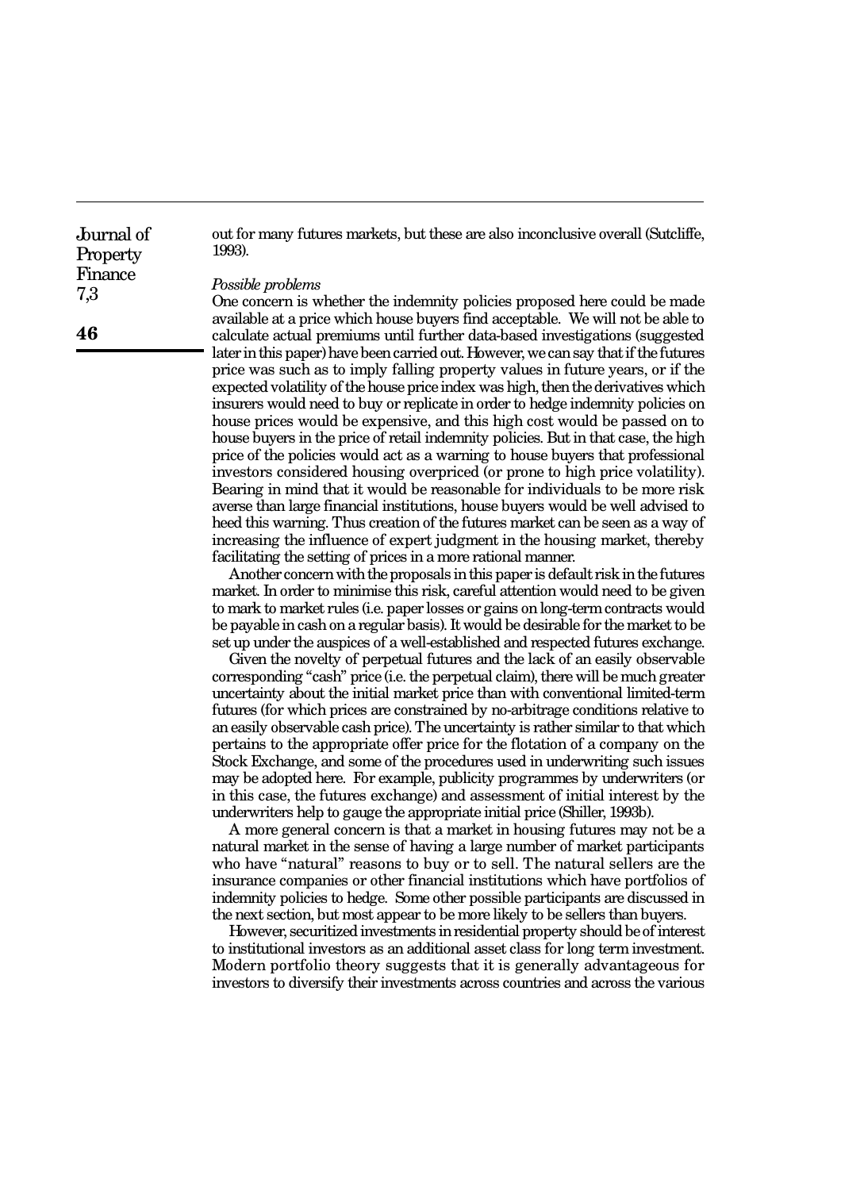out for many futures markets, but these are also inconclusive overall (Sutcliffe, 1993).

*Possible problems*

One concern is whether the indemnity policies proposed here could be made available at a price which house buyers find acceptable. We will not be able to calculate actual premiums until further data-based investigations (suggested later in this paper) have been carried out. However, we can say that if the futures price was such as to imply falling property values in future years, or if the expected volatility of the house price index was high, then the derivatives which insurers would need to buy or replicate in order to hedge indemnity policies on house prices would be expensive, and this high cost would be passed on to house buyers in the price of retail indemnity policies. But in that case, the high price of the policies would act as a warning to house buyers that professional investors considered housing overpriced (or prone to high price volatility). Bearing in mind that it would be reasonable for individuals to be more risk averse than large financial institutions, house buyers would be well advised to heed this warning. Thus creation of the futures market can be seen as a way of increasing the influence of expert judgment in the housing market, thereby facilitating the setting of prices in a more rational manner.

Another concern with the proposals in this paper is default risk in the futures market. In order to minimise this risk, careful attention would need to be given to mark to market rules (i.e. paper losses or gains on long-term contracts would be payable in cash on a regular basis). It would be desirable for the market to be set up under the auspices of a well-established and respected futures exchange.

Given the novelty of perpetual futures and the lack of an easily observable corresponding "cash" price (i.e. the perpetual claim), there will be much greater uncertainty about the initial market price than with conventional limited-term futures (for which prices are constrained by no-arbitrage conditions relative to an easily observable cash price). The uncertainty is rather similar to that which pertains to the appropriate offer price for the flotation of a company on the Stock Exchange, and some of the procedures used in underwriting such issues may be adopted here. For example, publicity programmes by underwriters (or in this case, the futures exchange) and assessment of initial interest by the underwriters help to gauge the appropriate initial price (Shiller, 1993b).

A more general concern is that a market in housing futures may not be a natural market in the sense of having a large number of market participants who have "natural" reasons to buy or to sell. The natural sellers are the insurance companies or other financial institutions which have portfolios of indemnity policies to hedge. Some other possible participants are discussed in the next section, but most appear to be more likely to be sellers than buyers.

However, securitized investments in residential property should be of interest to institutional investors as an additional asset class for long term investment. Modern portfolio theory suggests that it is generally advantageous for investors to diversify their investments across countries and across the various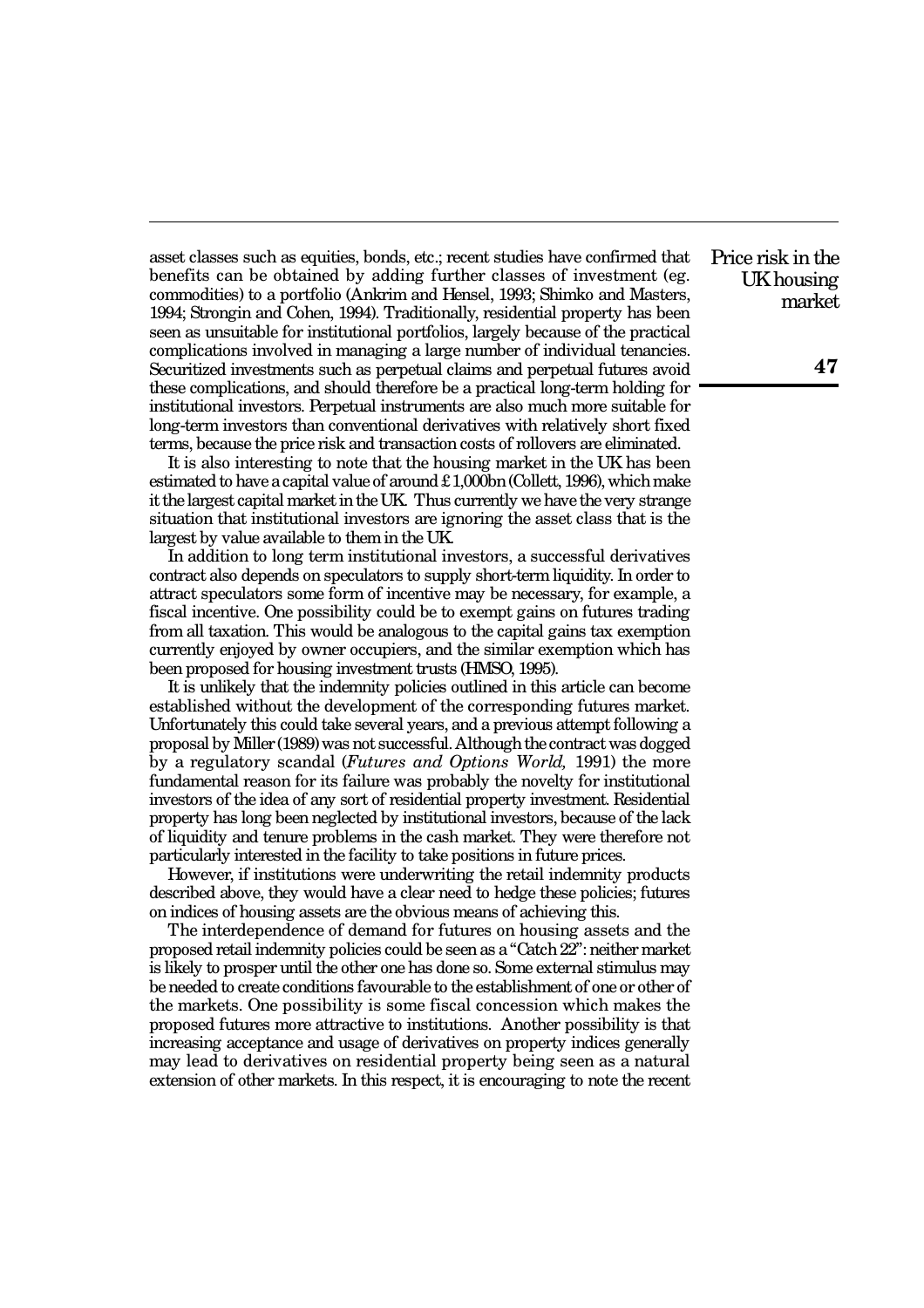asset classes such as equities, bonds, etc.; recent studies have confirmed that benefits can be obtained by adding further classes of investment (eg. commodities) to a portfolio (Ankrim and Hensel, 1993; Shimko and Masters, 1994; Strongin and Cohen, 1994). Traditionally, residential property has been seen as unsuitable for institutional portfolios, largely because of the practical complications involved in managing a large number of individual tenancies. Securitized investments such as perpetual claims and perpetual futures avoid these complications, and should therefore be a practical long-term holding for institutional investors. Perpetual instruments are also much more suitable for long-term investors than conventional derivatives with relatively short fixed terms, because the price risk and transaction costs of rollovers are eliminated.

It is also interesting to note that the housing market in the UK has been estimated to have a capital value of around £1,000bn (Collett, 1996), which make it the largest capital market in the UK. Thus currently we have the very strange situation that institutional investors are ignoring the asset class that is the largest by value available to them in the UK.

In addition to long term institutional investors, a successful derivatives contract also depends on speculators to supply short-term liquidity. In order to attract speculators some form of incentive may be necessary, for example, a fiscal incentive. One possibility could be to exempt gains on futures trading from all taxation. This would be analogous to the capital gains tax exemption currently enjoyed by owner occupiers, and the similar exemption which has been proposed for housing investment trusts (HMSO, 1995).

It is unlikely that the indemnity policies outlined in this article can become established without the development of the corresponding futures market. Unfortunately this could take several years, and a previous attempt following a proposal by Miller (1989) was not successful. Although the contract was dogged by a regulatory scandal (*Futures and Options World,* 1991) the more fundamental reason for its failure was probably the novelty for institutional investors of the idea of any sort of residential property investment. Residential property has long been neglected by institutional investors, because of the lack of liquidity and tenure problems in the cash market. They were therefore not particularly interested in the facility to take positions in future prices.

However, if institutions were underwriting the retail indemnity products described above, they would have a clear need to hedge these policies; futures on indices of housing assets are the obvious means of achieving this.

The interdependence of demand for futures on housing assets and the proposed retail indemnity policies could be seen as a "Catch 22": neither market is likely to prosper until the other one has done so. Some external stimulus may be needed to create conditions favourable to the establishment of one or other of the markets. One possibility is some fiscal concession which makes the proposed futures more attractive to institutions. Another possibility is that increasing acceptance and usage of derivatives on property indices generally may lead to derivatives on residential property being seen as a natural extension of other markets. In this respect, it is encouraging to note the recent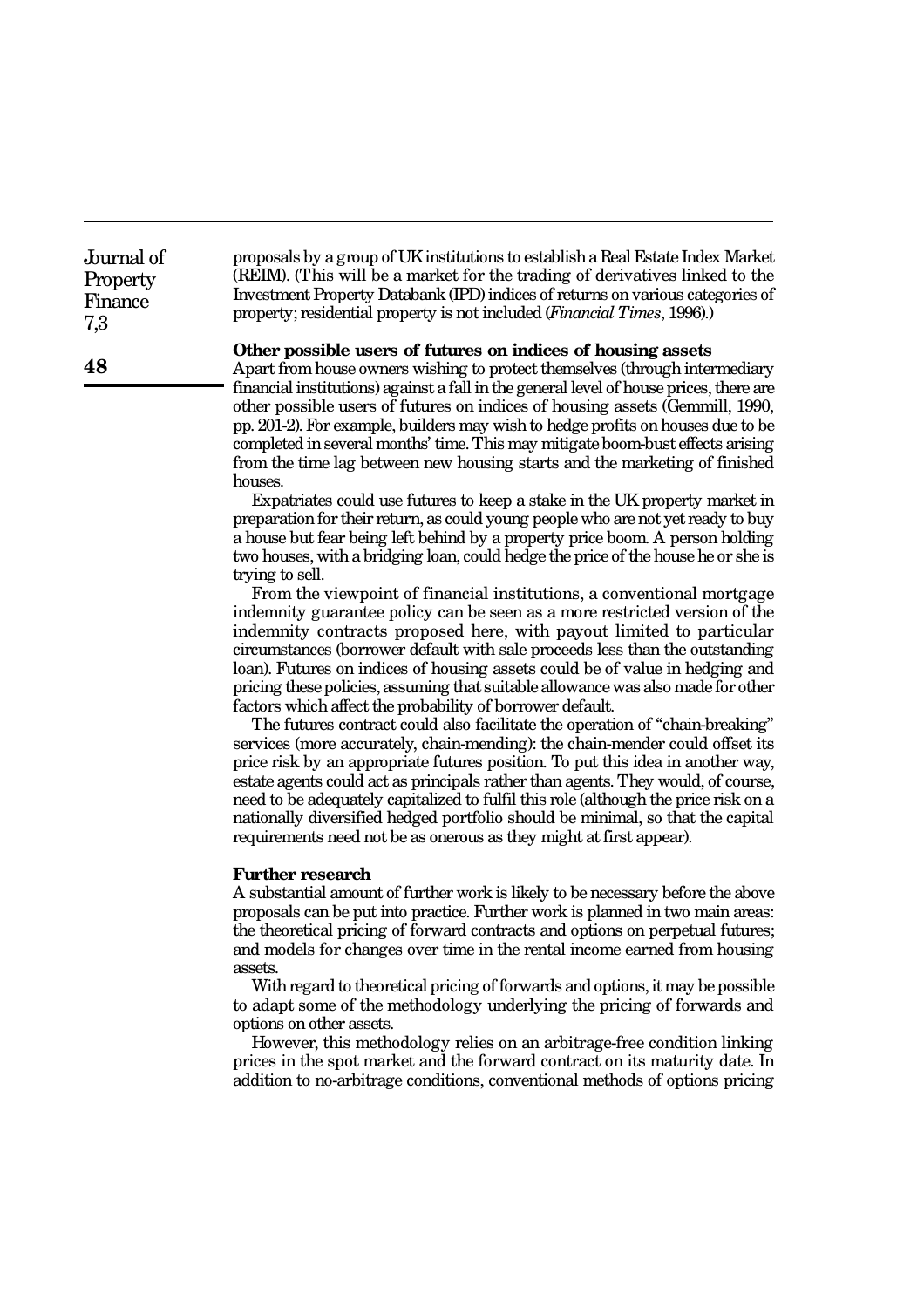proposals by a group of UK institutions to establish a Real Estate Index Market (REIM). (This will be a market for the trading of derivatives linked to the Investment Property Databank (IPD) indices of returns on various categories of property; residential property is not included (*Financial Times*, 1996).)

**Other possible users of futures on indices of housing assets**

Apart from house owners wishing to protect themselves (through intermediary financial institutions) against a fall in the general level of house prices, there are other possible users of futures on indices of housing assets (Gemmill, 1990, pp. 201-2). For example, builders may wish to hedge profits on houses due to be completed in several months' time. This may mitigate boom-bust effects arising from the time lag between new housing starts and the marketing of finished houses.

Expatriates could use futures to keep a stake in the UK property market in preparation for their return, as could young people who are not yet ready to buy a house but fear being left behind by a property price boom. A person holding two houses, with a bridging loan, could hedge the price of the house he or she is trying to sell.

From the viewpoint of financial institutions, a conventional mortgage indemnity guarantee policy can be seen as a more restricted version of the indemnity contracts proposed here, with payout limited to particular circumstances (borrower default with sale proceeds less than the outstanding loan). Futures on indices of housing assets could be of value in hedging and pricing these policies, assuming that suitable allowance was also made for other factors which affect the probability of borrower default.

The futures contract could also facilitate the operation of "chain-breaking" services (more accurately, chain-mending): the chain-mender could offset its price risk by an appropriate futures position. To put this idea in another way, estate agents could act as principals rather than agents. They would, of course, need to be adequately capitalized to fulfil this role (although the price risk on a nationally diversified hedged portfolio should be minimal, so that the capital requirements need not be as onerous as they might at first appear).

**Further research**

A substantial amount of further work is likely to be necessary before the above proposals can be put into practice. Further work is planned in two main areas: the theoretical pricing of forward contracts and options on perpetual futures; and models for changes over time in the rental income earned from housing assets.

With regard to theoretical pricing of forwards and options, it may be possible to adapt some of the methodology underlying the pricing of forwards and options on other assets.

However, this methodology relies on an arbitrage-free condition linking prices in the spot market and the forward contract on its maturity date. In addition to no-arbitrage conditions, conventional methods of options pricing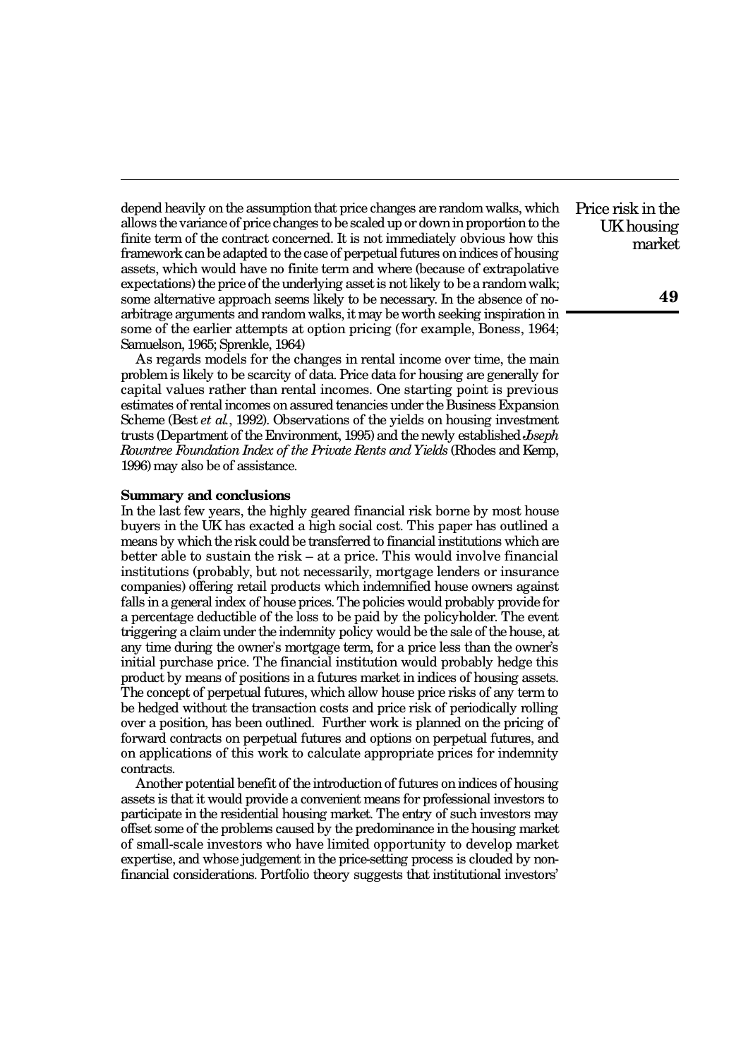depend heavily on the assumption that price changes are random walks, which allows the variance of price changes to be scaled up or down in proportion to the finite term of the contract concerned. It is not immediately obvious how this framework can be adapted to the case of perpetual futures on indices of housing assets, which would have no finite term and where (because of extrapolative expectations) the price of the underlying asset is not likely to be a random walk; some alternative approach seems likely to be necessary. In the absence of no-arbitrage arguments and random walks, it may be worth seeking inspiration in some of the earlier attempts at option pricing (for example, Boness, 1964; Samuelson, 1965; Sprenkle, 1964)

As regards models for the changes in rental income over time, the main problem is likely to be scarcity of data. Price data for housing are generally for capital values rather than rental incomes. One starting point is previous estimates of rental incomes on assured tenancies under the Business Expansion Scheme (Best *et al.*, 1992). Observations of the yields on housing investment trusts (Department of the Environment, 1995) and the newly established *Joseph Rowntree Foundation Index of the Private Rents and Yields* (Rhodes and Kemp, 1996) may also be of assistance.

**Summary and conclusions**

In the last few years, the highly geared financial risk borne by most house buyers in the UK has exacted a high social cost. This paper has outlined a means by which the risk could be transferred to financial institutions which are better able to sustain the risk – at a price. This would involve financial institutions (probably, but not necessarily, mortgage lenders or insurance companies) offering retail products which indemnified house owners against falls in a general index of house prices. The policies would probably provide for a percentage deductible of the loss to be paid by the policyholder. The event triggering a claim under the indemnity policy would be the sale of the house, at any time during the owner's mortgage term, for a price less than the owner's initial purchase price. The financial institution would probably hedge this product by means of positions in a futures market in indices of housing assets. The concept of perpetual futures, which allow house price risks of any term to be hedged without the transaction costs and price risk of periodically rolling over a position, has been outlined. Further work is planned on the pricing of forward contracts on perpetual futures and options on perpetual futures, and on applications of this work to calculate appropriate prices for indemnity contracts.

Another potential benefit of the introduction of futures on indices of housing assets is that it would provide a convenient means for professional investors to participate in the residential housing market. The entry of such investors may offset some of the problems caused by the predominance in the housing market of small-scale investors who have limited opportunity to develop market expertise, and whose judgement in the price-setting process is clouded by non-financial considerations. Portfolio theory suggests that institutional investors'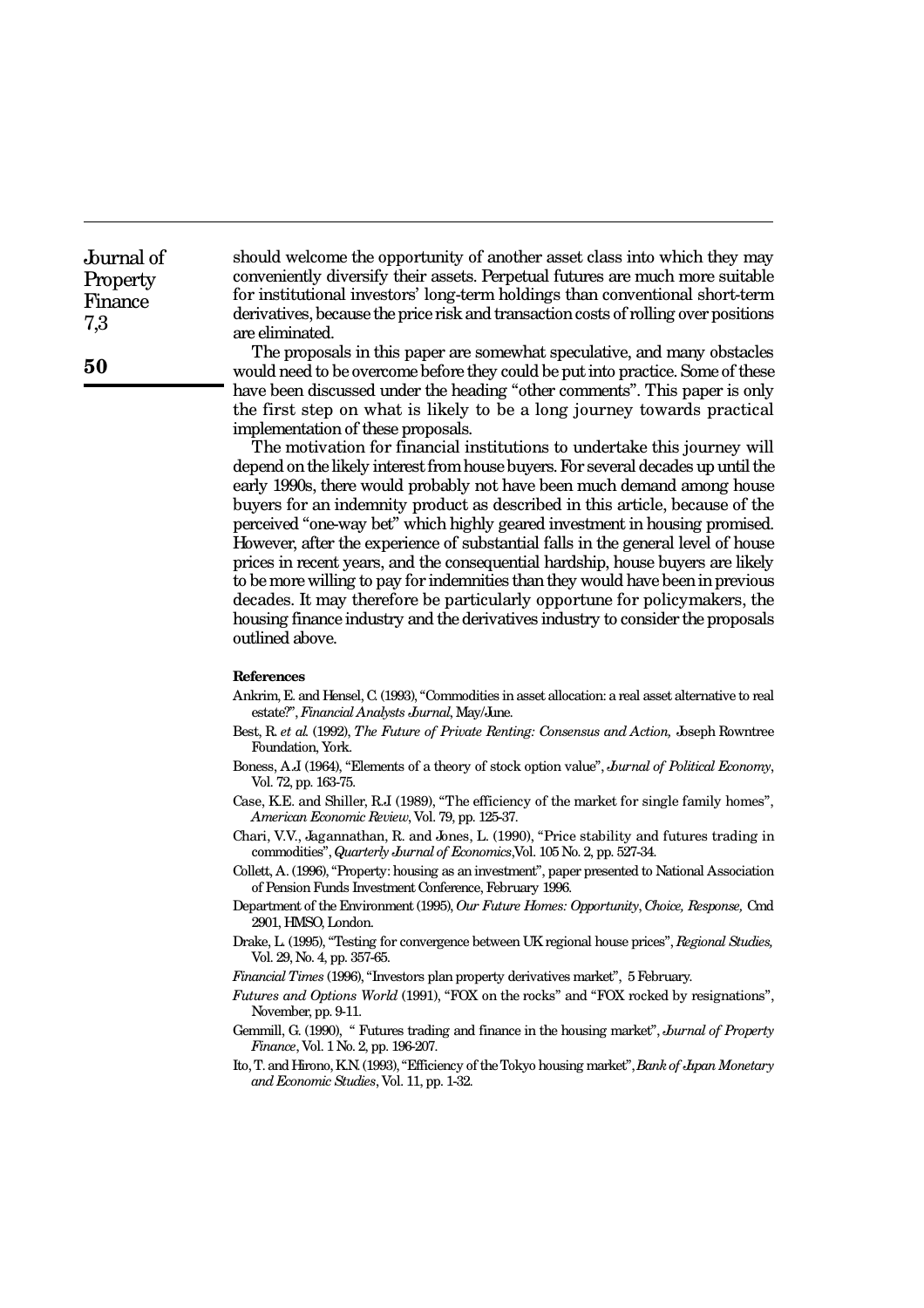should welcome the opportunity of another asset class into which they may conveniently diversify their assets. Perpetual futures are much more suitable for institutional investors' long-term holdings than conventional short-term derivatives, because the price risk and transaction costs of rolling over positions are eliminated.

The proposals in this paper are somewhat speculative, and many obstacles would need to be overcome before they could be put into practice. Some of these have been discussed under the heading "other comments". This paper is only the first step on what is likely to be a long journey towards practical implementation of these proposals.

The motivation for financial institutions to undertake this journey will depend on the likely interest from house buyers. For several decades up until the early 1990s, there would probably not have been much demand among house buyers for an indemnity product as described in this article, because of the perceived "one-way bet" which highly geared investment in housing promised. However, after the experience of substantial falls in the general level of house prices in recent years, and the consequential hardship, house buyers are likely to be more willing to pay for indemnities than they would have been in previous decades. It may therefore be particularly opportune for policymakers, the housing finance industry and the derivatives industry to consider the proposals outlined above.

**References**

Ankrim, E. and Hensel, C. (1993), "Commodities in asset allocation: a real asset alternative to real estate?", *Financial Analysts Journal*, May/June.

Best, R. *et al.* (1992), *The Future of Private Renting: Consensus and Action,* Joseph Rowntree Foundation, York.

Boness, A.J (1964), "Elements of a theory of stock option value", *Journal of Political Economy*, Vol. 72, pp. 163-75.

Case, K.E. and Shiller, R.J (1989), "The efficiency of the market for single family homes", *American Economic Review*, Vol. 79, pp. 125-37.

Chari, V.V., Jagannathan, R. and Jones, L. (1990), "Price stability and futures trading in commodities", *Quarterly Journal of Economics*, Vol. 105 No. 2, pp. 527-34.

Collett, A. (1996), "Property: housing as an investment", paper presented to National Association of Pension Funds Investment Conference, February 1996.

Department of the Environment (1995), *Our Future Homes: Opportunity, Choice, Response,* Cmd 2901, HMSO, London.

Drake, L. (1995), "Testing for convergence between UK regional house prices", *Regional Studies,* Vol. 29, No. 4, pp. 357-65.

*Financial Times* (1996), "Investors plan property derivatives market", 5 February.

*Futures and Options World* (1991), "FOX on the rocks" and "FOX rocked by resignations", November, pp. 9-11.

Gemmill, G. (1990), " Futures trading and finance in the housing market", *Journal of Property Finance*, Vol. 1 No. 2, pp. 196-207.

Ito, T. and Hirono, K.N. (1993), "Efficiency of the Tokyo housing market", *Bank of Japan Monetary and Economic Studies*, Vol. 11, pp. 1-32.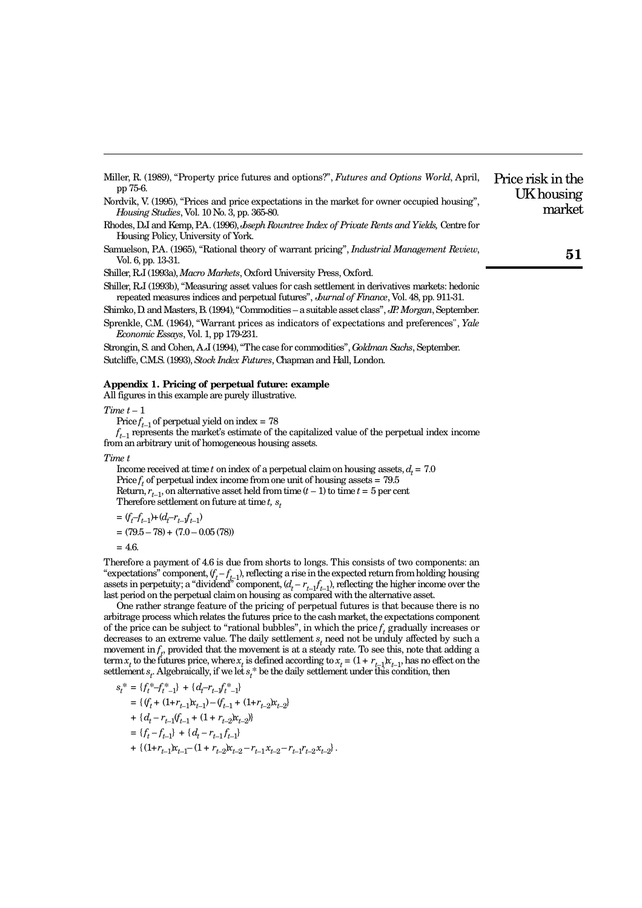Miller, R. (1989), "Property price futures and options?", *Futures and Options World*, April, pp 75-6.

Nordvik, V. (1995), "Prices and price expectations in the market for owner occupied housing", *Housing Studies*, Vol. 10 No. 3, pp. 365-80.

Rhodes, D.I and Kemp, P.A. (1996), *Joseph Rowntree Index of Private Rents and Yields,* Centre for Housing Policy, University of York.

Samuelson, P.A. (1965), "Rational theory of warrant pricing", *Industrial Management Review*, Vol. 6, pp. 13-31.

Shiller, R.J (1993a), *Macro Markets*, Oxford University Press, Oxford.

Shiller, R.J (1993b), "Measuring asset values for cash settlement in derivatives markets: hedonic repeated measures indices and perpetual futures", *Journal of Finance*, Vol. 48, pp. 911-31.

Shimko, D. and Masters, B. (1994), "Commodities – a suitable asset class", *J.P. Morgan*, September.

Sprenkle, C.M. (1964), "Warrant prices as indicators of expectations and preferences", *Yale Economic Essays*, Vol. 1, pp 179-231.

Strongin, S. and Cohen, A.J (1994), "The case for commodities", *Goldman Sachs*, September.

Sutcliffe, C.M.S. (1993), *Stock Index Futures*, Chapman and Hall, London.

## Appendix 1. Pricing of perpetual future: example

All figures in this example are purely illustrative.

*Time t – 1*

Price $f_{t-1}$ of perpetual yield on index = 78

$f_{t-1}$ represents the market's estimate of the capitalized value of the perpetual index income from an arbitrary unit of homogeneous housing assets.

*Time t*

Income received at time $t$ on index of a perpetual claim on housing assets, $d_t = 7.0$

Price $f_t$ of perpetual index income from one unit of housing assets = 79.5

Return, $r_{t-1}$, on alternative asset held from time $(t-1)$ to time $t$ = 5 per cent

Therefore settlement on future at time $t$, $s_t$

$$= (f_t - f_{t-1}) + (d_t - r_{t-1} f_{t-1})$$

$$= (79.5 - 78) + (7.0 - 0.05\,(78))$$

$$= 4.6.$$

Therefore a payment of 4.6 is due from shorts to longs. This consists of two components: an "expectations" component, $(f_t - f_{t-1})$, reflecting a rise in the expected return from holding housing assets in perpetuity; a "dividend" component, $(d_t - r_{t-1} f_{t-1})$, reflecting the higher income over the last period on the perpetual claim on housing as compared with the alternative asset.

One rather strange feature of the pricing of perpetual futures is that because there is no arbitrage process which relates the futures price to the cash market, the expectations component of the price can be subject to "rational bubbles", in which the price $f_t$ gradually increases or decreases to an extreme value. The daily settlement $s_t$ need not be unduly affected by such a movement in $f_t$, provided that the movement is at a steady rate. To see this, note that adding a term $x_t$ to the futures price, where $x_t$ is defined according to $x_t = (1 + r_{t-1})x_{t-1}$, has no effect on the settlement $s_t$. Algebraically, if we let $s_t^*$ be the daily settlement under this condition, then

$$
\begin{aligned}
s_t^* &= \{f_t^* - f_{t-1}^*\} + \{d_t - r_{t-1} f_{t-1}^*\} \\
&= \{(f_t + (1+r_{t-1})x_{t-1}) - (f_{t-1} + (1+r_{t-2})x_{t-2}\} \\
&\quad + \{d_t - r_{t-1}(f_{t-1} + (1+r_{t-2})x_{t-2})\} \\
&= \{f_t - f_{t-1}\} + \{d_t - r_{t-1} f_{t-1}\} \\
&\quad + \{(1+r_{t-1})x_{t-1} - (1+r_{t-2})x_{t-2} - r_{t-1}x_{t-2} - r_{t-1}r_{t-2}x_{t-2}\}.
\end{aligned}
$$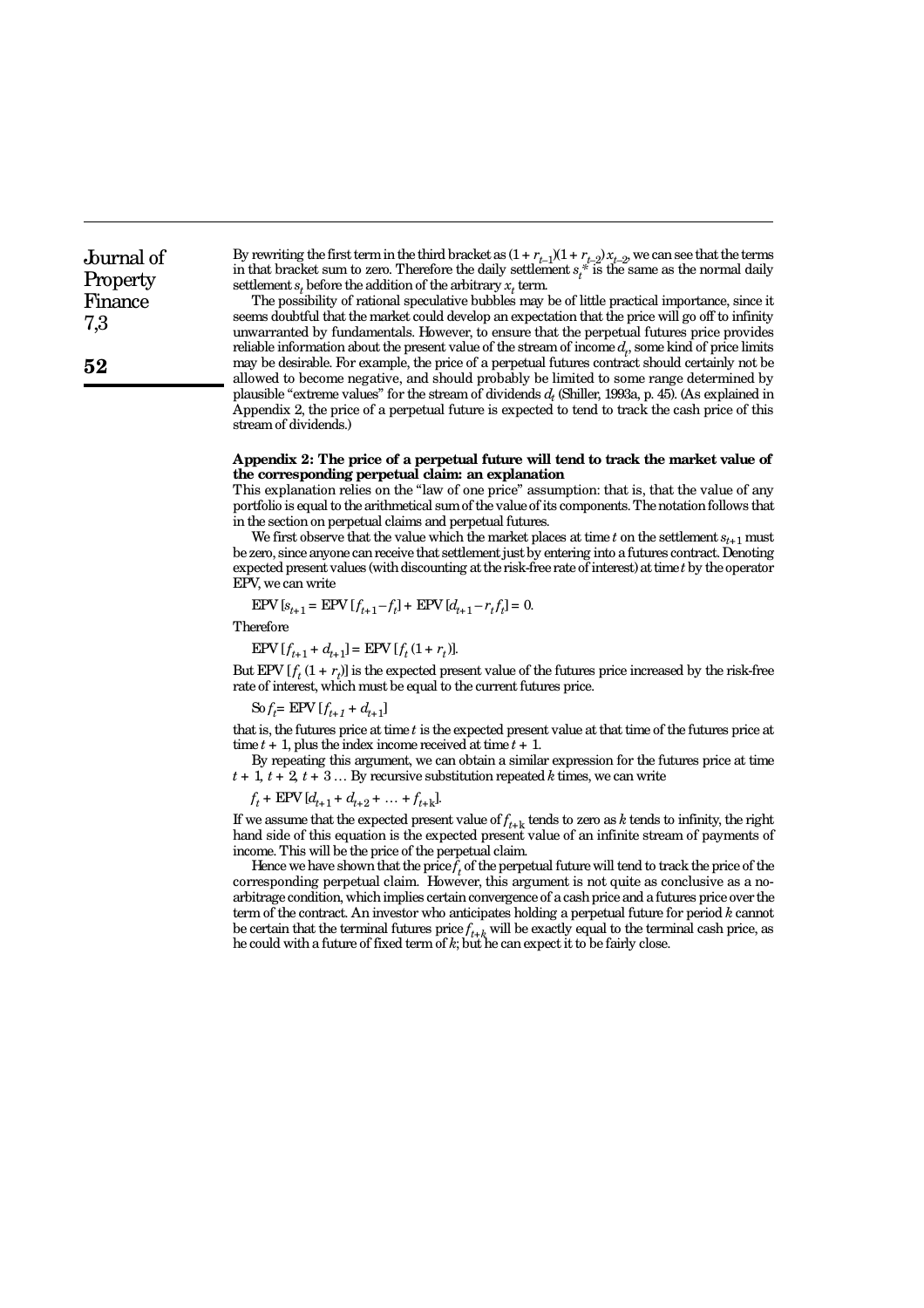By rewriting the first term in the third bracket as $(1 + r_{t-1})(1 + r_{t-2}) x_{t-2}$, we can see that the terms in that bracket sum to zero. Therefore the daily settlement $s_t^*$ is the same as the normal daily settlement $s_t$ before the addition of the arbitrary $x_t$ term.

The possibility of rational speculative bubbles may be of little practical importance, since it seems doubtful that the market could develop an expectation that the price will go off to infinity unwarranted by fundamentals. However, to ensure that the perpetual futures price provides reliable information about the present value of the stream of income $d_t$, some kind of price limits may be desirable. For example, the price of a perpetual futures contract should certainly not be allowed to become negative, and should probably be limited to some range determined by plausible "extreme values" for the stream of dividends $d_t$ (Shiller, 1993a, p. 45). (As explained in Appendix 2, the price of a perpetual future is expected to tend to track the cash price of this stream of dividends.)

**Appendix 2: The price of a perpetual future will tend to track the market value of the corresponding perpetual claim: an explanation**

This explanation relies on the "law of one price" assumption: that is, that the value of any portfolio is equal to the arithmetical sum of the value of its components. The notation follows that in the section on perpetual claims and perpetual futures.

We first observe that the value which the market places at time $t$ on the settlement $s_{t+1}$ must be zero, since anyone can receive that settlement just by entering into a futures contract. Denoting expected present values (with discounting at the risk-free rate of interest) at time $t$ by the operator EPV, we can write

$$\text{EPV}\,[s_{t+1}] = \text{EPV}\,[f_{t+1} - f_t] + \text{EPV}\,[d_{t+1} - r_t f_t] = 0.$$

Therefore

$$\text{EPV}\,[f_{t+1} + d_{t+1}] = \text{EPV}\,[f_t\,(1 + r_t)].$$

But EPV $[f_t\,(1 + r_t)]$ is the expected present value of the futures price increased by the risk-free rate of interest, which must be equal to the current futures price.

$$\text{So } f_t = \text{EPV}\,[f_{t+1} + d_{t+1}]$$

that is, the futures price at time $t$ is the expected present value at that time of the futures price at time $t + 1$, plus the index income received at time $t + 1$.

By repeating this argument, we can obtain a similar expression for the futures price at time $t + 1$, $t + 2$, $t + 3$ ... By recursive substitution repeated $k$ times, we can write

$$f_t + \text{EPV}\,[d_{t+1} + d_{t+2} + \ldots + f_{t+k}].$$

If we assume that the expected present value of $f_{t+k}$ tends to zero as $k$ tends to infinity, the right hand side of this equation is the expected present value of an infinite stream of payments of income. This will be the price of the perpetual claim.

Hence we have shown that the price $f_t$ of the perpetual future will tend to track the price of the corresponding perpetual claim. However, this argument is not quite as conclusive as a no-arbitrage condition, which implies certain convergence of a cash price and a futures price over the term of the contract. An investor who anticipates holding a perpetual future for period $k$ cannot be certain that the terminal futures price $f_{t+k}$ will be exactly equal to the terminal cash price, as he could with a future of fixed term of $k$; but he can expect it to be fairly close.